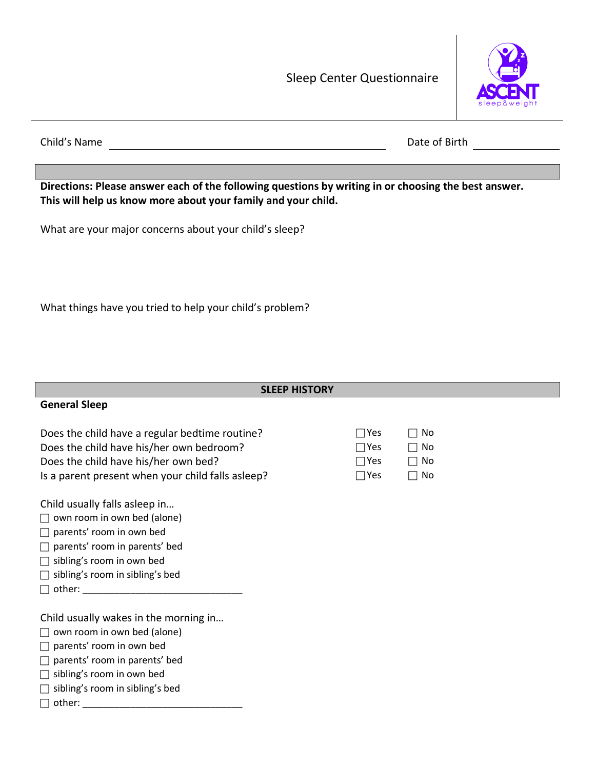# Sleep Center Questionnaire

Child's Name \_\_\_\_\_\_\_\_\_\_\_\_\_\_\_\_\_\_\_\_\_\_\_\_\_\_\_\_\_\_\_\_\_\_\_\_\_\_\_\_ Date of Birth \_\_\_\_\_\_\_\_\_\_\_\_\_\_

**Directions: Please answer each of the following questions by writing in or choosing the best answer. This will help us know more about your family and your child.**

What are your major concerns about your child's sleep?

What things have you tried to help your child's problem?

## SLEEP HISTORY

### General Sleep

| | | |
|---|---|---|
| Does the child have a regular bedtime routine? | ☐ Yes | ☐ No |
| Does the child have his/her own bedroom? | ☐ Yes | ☐ No |
| Does the child have his/her own bed? | ☐ Yes | ☐ No |
| Is a parent present when your child falls asleep? | ☐ Yes | ☐ No |

Child usually falls asleep in…

- ☐ own room in own bed (alone)
- ☐ parents' room in own bed
- ☐ parents' room in parents' bed
- ☐ sibling's room in own bed
- ☐ sibling's room in sibling's bed
- ☐ other: \_\_\_\_\_\_\_\_\_\_\_\_\_\_\_\_\_\_\_\_\_\_\_\_\_\_\_\_\_\_

Child usually wakes in the morning in…

- ☐ own room in own bed (alone)
- ☐ parents' room in own bed
- ☐ parents' room in parents' bed
- ☐ sibling's room in own bed
- ☐ sibling's room in sibling's bed
- ☐ other: \_\_\_\_\_\_\_\_\_\_\_\_\_\_\_\_\_\_\_\_\_\_\_\_\_\_\_\_\_\_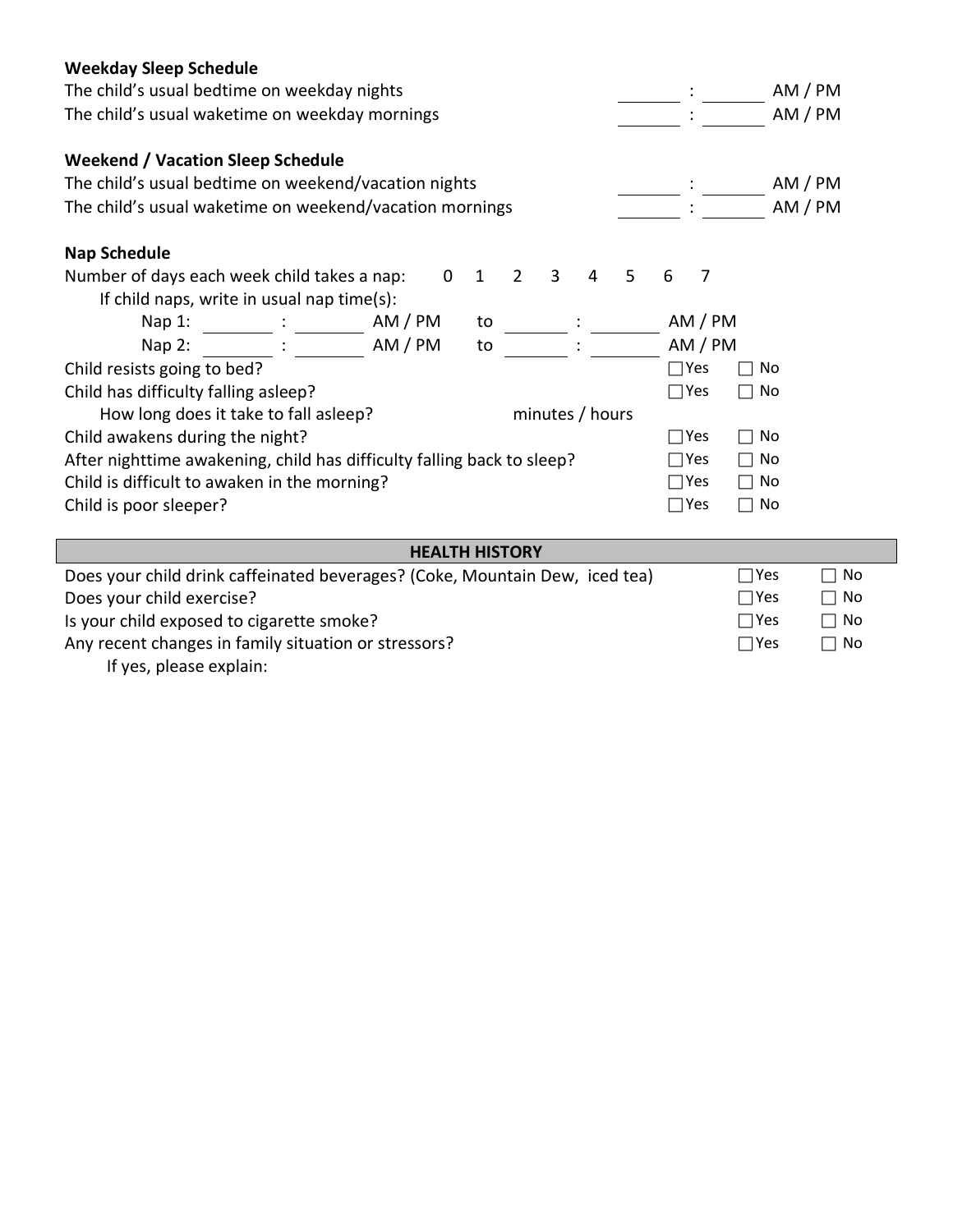**Weekdays Sleep Schedule**

The child's usual bedtime on weekday nights ______ : ______ AM / PM

The child's usual waketime on weekday mornings ______ : ______ AM / PM

**Weekend / Vacation Sleep Schedule**

The child's usual bedtime on weekend/vacation nights ______ : ______ AM / PM

The child's usual waketime on weekend/vacation mornings ______ : ______ AM / PM

**Nap Schedule**

Number of days each week child takes a nap: 0 1 2 3 4 5 6 7

If child naps, write in usual nap time(s):

Nap 1: ______ : ______ AM / PM to ______ : ______ AM / PM

Nap 2: ______ : ______ AM / PM to ______ : ______ AM / PM

| | | |
|---|---|---|
| Child resists going to bed? | ☐ Yes | ☐ No |
| Child has difficulty falling asleep? | ☐ Yes | ☐ No |
| How long does it take to fall asleep? ______ minutes / hours | | |
| Child awakens during the night? | ☐ Yes | ☐ No |
| After nighttime awakening, child has difficulty falling back to sleep? | ☐ Yes | ☐ No |
| Child is difficult to awaken in the morning? | ☐ Yes | ☐ No |
| Child is poor sleeper? | ☐ Yes | ☐ No |

## HEALTH HISTORY

| | | |
|---|---|---|
| Does your child drink caffeinated beverages? (Coke, Mountain Dew, iced tea) | ☐ Yes | ☐ No |
| Does your child exercise? | ☐ Yes | ☐ No |
| Is your child exposed to cigarette smoke? | ☐ Yes | ☐ No |
| Any recent changes in family situation or stressors? | ☐ Yes | ☐ No |

If yes, please explain: